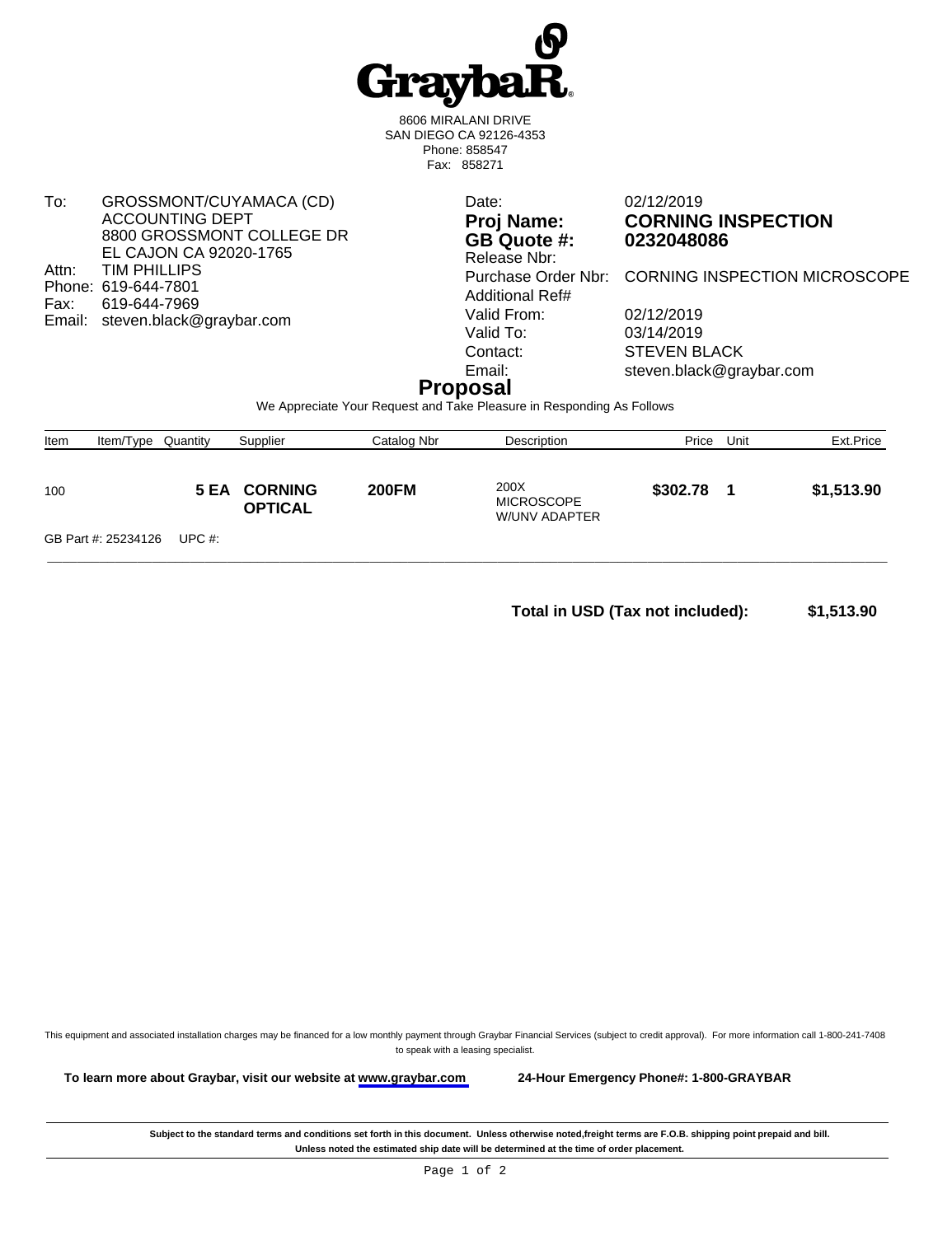# GraybaR

8606 MIRALANI DRIVE
SAN DIEGO CA 92126-4353
Phone: 858547
Fax: 858271

| | |
|---|---|
| To: | GROSSMONT/CUYAMACA (CD)<br>ACCOUNTING DEPT<br>8800 GROSSMONT COLLEGE DR<br>EL CAJON CA 92020-1765 |
| Attn: | TIM PHILLIPS |
| Phone: | 619-644-7801 |
| Fax: | 619-644-7969 |
| Email: | steven.black@graybar.com |

| | |
|---|---|
| Date: | 02/12/2019 |
| **Proj Name:** | **CORNING INSPECTION** |
| **GB Quote #:** | **0232048086** |
| Release Nbr: | |
| Purchase Order Nbr: | CORNING INSPECTION MICROSCOPE |
| Additional Ref# | |
| Valid From: | 02/12/2019 |
| Valid To: | 03/14/2019 |
| Contact: | STEVEN BLACK |
| Email: | steven.black@graybar.com |

## Proposal

We Appreciate Your Request and Take Pleasure in Responding As Follows

| Item | Item/Type | Quantity | Supplier | Catalog Nbr | Description | Price | Unit | Ext.Price |
|---|---|---|---|---|---|---|---|---|
| 100 | | **5 EA** | **CORNING OPTICAL** | **200FM** | 200X MICROSCOPE W/UNV ADAPTER | **$302.78** | **1** | **$1,513.90** |

GB Part #: 25234126 UPC #:

**Total in USD (Tax not included): $1,513.90**

This equipment and associated installation charges may be financed for a low monthly payment through Graybar Financial Services (subject to credit approval). For more information call 1-800-241-7408 to speak with a leasing specialist.

**To learn more about Graybar, visit our website at www.graybar.com** **24-Hour Emergency Phone#: 1-800-GRAYBAR**

**Subject to the standard terms and conditions set forth in this document. Unless otherwise noted,freight terms are F.O.B. shipping point prepaid and bill. Unless noted the estimated ship date will be determined at the time of order placement.**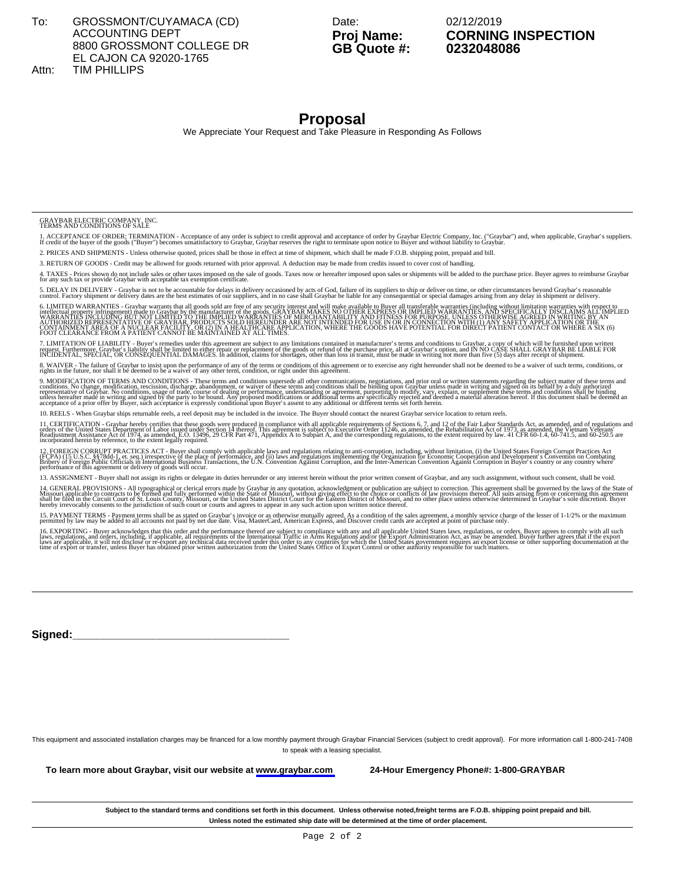To: GROSSMONT/CUYAMACA (CD)
ACCOUNTING DEPT
8800 GROSSMONT COLLEGE DR
EL CAJON CA 92020-1765
Attn: TIM PHILLIPS

Date: 02/12/2019
**Proj Name: CORNING INSPECTION**
**GB Quote #: 0232048086**

# Proposal

We Appreciate Your Request and Take Pleasure in Responding As Follows

---

GRAYBAR ELECTRIC COMPANY, INC.
TERMS AND CONDITIONS OF SALE

1. ACCEPTANCE OF ORDER; TERMINATION - Acceptance of any order is subject to credit approval and acceptance of order by Graybar Electric Company, Inc. ("Graybar") and, when applicable, Graybar's suppliers. If credit of the buyer of the goods ("Buyer") becomes unsatisfactory to Graybar, Graybar reserves the right to terminate upon notice to Buyer and without liability to Graybar.

2. PRICES AND SHIPMENTS - Unless otherwise quoted, prices shall be those in effect at time of shipment, which shall be made F.O.B. shipping point, prepaid and bill.

3. RETURN OF GOODS - Credit may be allowed for goods returned with prior approval. A deduction may be made from credits issued to cover cost of handling.

4. TAXES - Prices shown do not include sales or other taxes imposed on the sale of goods. Taxes now or hereafter imposed upon sales or shipments will be added to the purchase price. Buyer agrees to reimburse Graybar for any such tax or provide Graybar with acceptable tax exemption certificate.

5. DELAY IN DELIVERY - Graybar is not to be accountable for delays in delivery occasioned by acts of God, failure of its suppliers to ship or deliver on time, or other circumstances beyond Graybar's reasonable control. Factory shipment or delivery dates are the best estimates of our suppliers, and in no case shall Graybar be liable for any consequential or special damages arising from any delay in shipment or delivery.

6. LIMITED WARRANTIES - Graybar warrants that all goods sold are free of any security interest and will make available to Buyer all transferable warranties (including without limitation warranties with respect to intellectual property infringement) made to Graybar by the manufacturer of the goods. GRAYBAR MAKES NO OTHER EXPRESS OR IMPLIED WARRANTIES, AND SPECIFICALLY DISCLAIMS ALL IMPLIED WARRANTIES INCLUDING BUT NOT LIMITED TO THE IMPLIED WARRANTIES OF MERCHANTABILITY AND FITNESS FOR PURPOSE. UNLESS OTHERWISE AGREED IN WRITING BY AN AUTHORIZED REPRESENTATIVE OF GRAYBAR, PRODUCTS SOLD HEREUNDER ARE NOT INTENDED FOR USE IN OR IN CONNECTION WITH (1) ANY SAFETY APPLICATION OR THE CONTAINMENT AREA OF A NUCLEAR FACILITY, OR (2) IN A HEALTHCARE APPLICATION, WHERE THE GOODS HAVE POTENTIAL FOR DIRECT PATIENT CONTACT OR WHERE A SIX (6) FOOT CLEARANCE FROM A PATIENT CANNOT BE MAINTAINED AT ALL TIMES.

7. LIMITATION OF LIABILITY - Buyer's remedies under this agreement are subject to any limitations contained in manufacturer's terms and conditions to Graybar, a copy of which will be furnished upon written request. Furthermore, Graybar's liability shall be limited to either repair or replacement of the goods or refund of the purchase price, all at Graybar's option, and IN NO CASE SHALL GRAYBAR BE LIABLE FOR INCIDENTAL, SPECIAL, OR CONSEQUENTIAL DAMAGES. In addition, claims for shortages, other than loss in transit, must be made in writing not more than five (5) days after receipt of shipment.

8. WAIVER - The failure of Graybar to insist upon the performance of any of the terms or conditions of this agreement or to exercise any right hereunder shall not be deemed to be a waiver of such terms, conditions, or rights in the future, nor shall it be deemed to be a waiver of any other term, condition, or right under this agreement.

9. MODIFICATION OF TERMS AND CONDITIONS - These terms and conditions supersede all other communications, negotiations, and prior oral or written statements regarding the subject matter of these terms and conditions. No change, modification, rescission, discharge, abandonment, or waiver of these terms and conditions shall be binding upon Graybar unless made in writing and signed on its behalf by a duly authorized representative of Graybar. No conditions, usage of trade, course of dealing or performance, understanding or agreement, purporting to modify, vary, explain, or supplement these terms and conditions shall be binding unless hereafter made in writing and signed by the party to be bound. Any proposed modifications or additional terms are specifically rejected and deemed a material alteration hereof. If this document shall be deemed an acceptance of a prior offer by Buyer, such acceptance is expressly conditional upon Buyer's assent to any additional or different terms set forth herein.

10. REELS - When Graybar ships returnable reels, a reel deposit may be included in the invoice. The Buyer should contact the nearest Graybar service location to return reels.

11. CERTIFICATION - Graybar hereby certifies that these goods were produced in compliance with all applicable requirements of Sections 6, 7, and 12 of the Fair Labor Standards Act, as amended, and of regulations and orders of the United States Department of Labor issued under Section 14 thereof. This agreement is subject to Executive Order 11246, as amended, the Rehabilitation Act of 1973, as amended, the Vietnam Veterans' Readjustment Assistance Act of 1974, as amended, E.O. 13496, 29 CFR Part 471, Appendix A to Subpart A, and the corresponding regulations, to the extent required by law. 41 CFR 60-1.4, 60-741.5, and 60-250.5 are incorporated herein by reference, to the extent legally required.

12. FOREIGN CORRUPT PRACTICES ACT - Buyer shall comply with applicable laws and regulations relating to anti-corruption, including, without limitation, (i) the United States Foreign Corrupt Practices Act (FCPA) (15 U.S.C. §§78dd-1, et. seq.) irrespective of the place of performance, and (ii) laws and regulations implementing the Organization for Economic Cooperation and Development's Convention on Combating Bribery of Foreign Public Officials in International Business Transactions, the U.N. Convention Against Corruption, and the Inter-American Convention Against Corruption in Buyer's country or any country where performance of this agreement or delivery of goods will occur.

13. ASSIGNMENT - Buyer shall not assign its rights or delegate its duties hereunder or any interest herein without the prior written consent of Graybar, and any such assignment, without such consent, shall be void.

14. GENERAL PROVISIONS - All typographical or clerical errors made by Graybar in any quotation, acknowledgment or publication are subject to correction. This agreement shall be governed by the laws of the State of Missouri applicable to contracts to be formed and fully performed within the State of Missouri, without giving effect to the choice or conflicts of law provisions thereof. All suits arising from or concerning this agreement shall be filed in the Circuit Court of St. Louis County, Missouri, or the United States District Court for the Eastern District of Missouri, and no other place unless otherwise determined in Graybar's sole discretion. Buyer hereby irrevocably consents to the jurisdiction of such court or courts and agrees to appear in any such action upon written notice thereof.

15. PAYMENT TERMS - Payment terms shall be as stated on Graybar's invoice or as otherwise mutually agreed. As a condition of the sales agreement, a monthly service charge of the lesser of 1-1/2% or the maximum permitted by law may be added to all accounts not paid by net due date. Visa, MasterCard, American Express, and Discover credit cards are accepted at point of purchase only.

16. EXPORTING - Buyer acknowledges that this order and the performance thereof are subject to compliance with any and all applicable United States laws, regulations, or orders. Buyer agrees to comply with all such laws, regulations, and orders, including, if applicable, all requirements of the International Traffic in Arms Regulations and/or the Export Administration Act, as may be amended. Buyer further agrees that if the export laws are applicable, it will not disclose or re-export any technical data received under this order to any countries for which the United States government requires an export license or other supporting documentation at the time of export or transfer, unless Buyer has obtained prior written authorization from the United States Office of Export Control or other authority responsible for such matters.

---

**Signed:**_______________________________________

This equipment and associated installation charges may be financed for a low monthly payment through Graybar Financial Services (subject to credit approval). For more information call 1-800-241-7408 to speak with a leasing specialist.

**To learn more about Graybar, visit our website at www.graybar.com** **24-Hour Emergency Phone#: 1-800-GRAYBAR**

**Subject to the standard terms and conditions set forth in this document. Unless otherwise noted,freight terms are F.O.B. shipping point prepaid and bill.**
**Unless noted the estimated ship date will be determined at the time of order placement.**